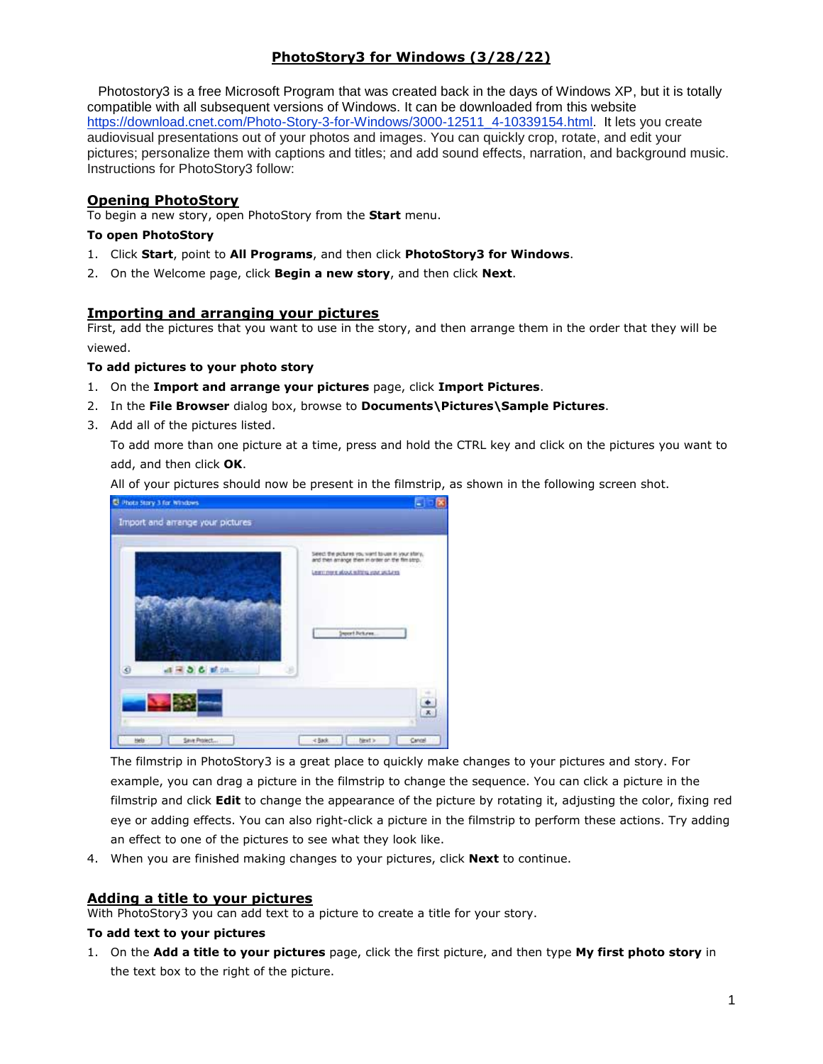# PhotoStory3 for Windows (3/28/22)

Photostory3 is a free Microsoft Program that was created back in the days of Windows XP, but it is totally compatible with all subsequent versions of Windows. It can be downloaded from this website https://download.cnet.com/Photo-Story-3-for-Windows/3000-12511_4-10339154.html. It lets you create audiovisual presentations out of your photos and images. You can quickly crop, rotate, and edit your pictures; personalize them with captions and titles; and add sound effects, narration, and background music. Instructions for PhotoStory3 follow:

## Opening PhotoStory

To begin a new story, open PhotoStory from the **Start** menu.

**To open PhotoStory**

1. Click **Start**, point to **All Programs**, and then click **PhotoStory3 for Windows**.
2. On the Welcome page, click **Begin a new story**, and then click **Next**.

## Importing and arranging your pictures

First, add the pictures that you want to use in the story, and then arrange them in the order that they will be viewed.

**To add pictures to your photo story**

1. On the **Import and arrange your pictures** page, click **Import Pictures**.
2. In the **File Browser** dialog box, browse to **Documents\Pictures\Sample Pictures**.
3. Add all of the pictures listed.

   To add more than one picture at a time, press and hold the CTRL key and click on the pictures you want to add, and then click **OK**.

   All of your pictures should now be present in the filmstrip, as shown in the following screen shot.

   The filmstrip in PhotoStory3 is a great place to quickly make changes to your pictures and story. For example, you can drag a picture in the filmstrip to change the sequence. You can click a picture in the filmstrip and click **Edit** to change the appearance of the picture by rotating it, adjusting the color, fixing red eye or adding effects. You can also right-click a picture in the filmstrip to perform these actions. Try adding an effect to one of the pictures to see what they look like.

4. When you are finished making changes to your pictures, click **Next** to continue.

## Adding a title to your pictures

With PhotoStory3 you can add text to a picture to create a title for your story.

**To add text to your pictures**

1. On the **Add a title to your pictures** page, click the first picture, and then type **My first photo story** in the text box to the right of the picture.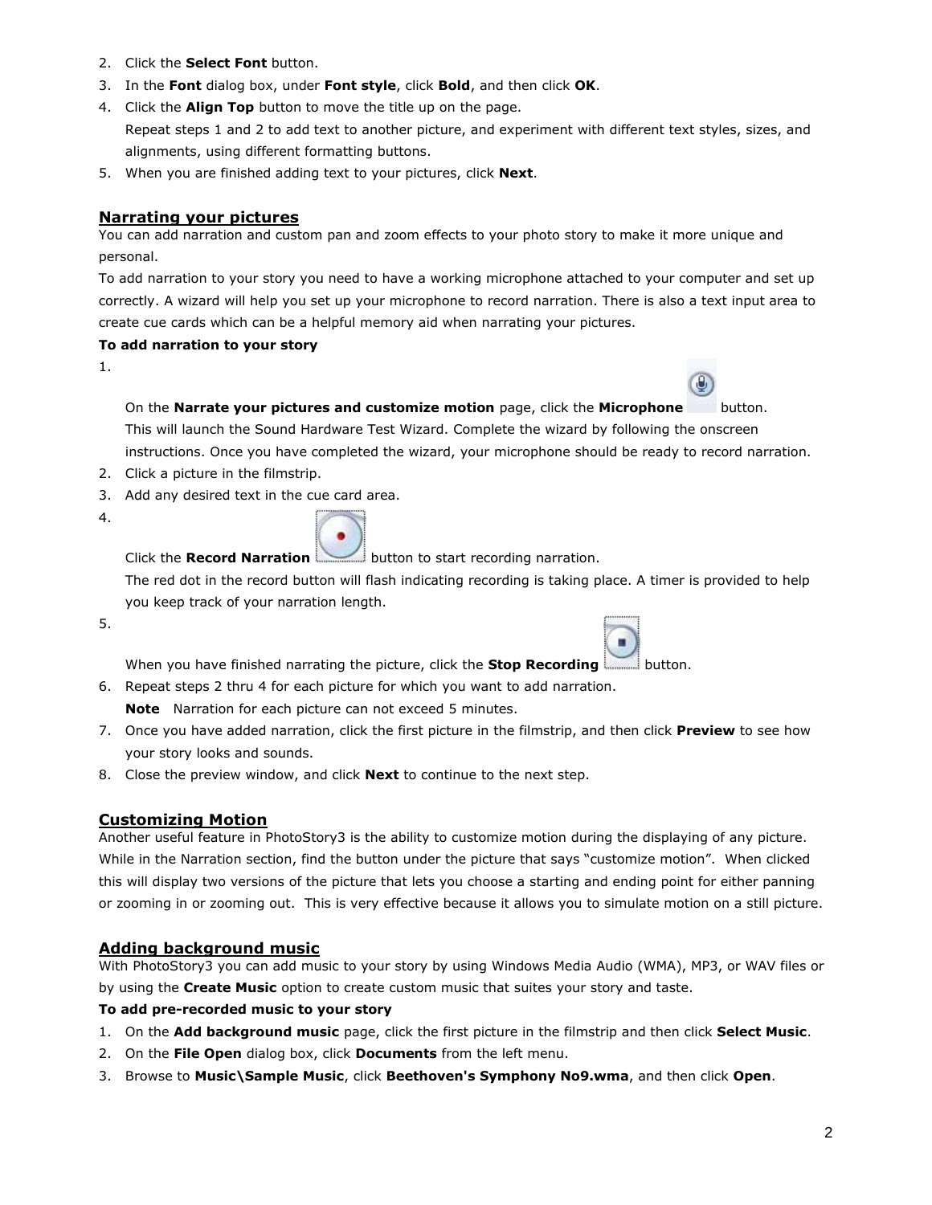2. Click the **Select Font** button.
3. In the **Font** dialog box, under **Font style**, click **Bold**, and then click **OK**.
4. Click the **Align Top** button to move the title up on the page.
   Repeat steps 1 and 2 to add text to another picture, and experiment with different text styles, sizes, and alignments, using different formatting buttons.
5. When you are finished adding text to your pictures, click **Next**.

## Narrating your pictures

You can add narration and custom pan and zoom effects to your photo story to make it more unique and personal.

To add narration to your story you need to have a working microphone attached to your computer and set up correctly. A wizard will help you set up your microphone to record narration. There is also a text input area to create cue cards which can be a helpful memory aid when narrating your pictures.

**To add narration to your story**

1. On the **Narrate your pictures and customize motion** page, click the **Microphone** button.
   This will launch the Sound Hardware Test Wizard. Complete the wizard by following the onscreen instructions. Once you have completed the wizard, your microphone should be ready to record narration.
2. Click a picture in the filmstrip.
3. Add any desired text in the cue card area.
4. Click the **Record Narration** button to start recording narration.
   The red dot in the record button will flash indicating recording is taking place. A timer is provided to help you keep track of your narration length.
5. When you have finished narrating the picture, click the **Stop Recording** button.
6. Repeat steps 2 thru 4 for each picture for which you want to add narration.
   **Note** Narration for each picture can not exceed 5 minutes.
7. Once you have added narration, click the first picture in the filmstrip, and then click **Preview** to see how your story looks and sounds.
8. Close the preview window, and click **Next** to continue to the next step.

## Customizing Motion

Another useful feature in PhotoStory3 is the ability to customize motion during the displaying of any picture. While in the Narration section, find the button under the picture that says “customize motion”. When clicked this will display two versions of the picture that lets you choose a starting and ending point for either panning or zooming in or zooming out. This is very effective because it allows you to simulate motion on a still picture.

## Adding background music

With PhotoStory3 you can add music to your story by using Windows Media Audio (WMA), MP3, or WAV files or by using the **Create Music** option to create custom music that suites your story and taste.

**To add pre-recorded music to your story**

1. On the **Add background music** page, click the first picture in the filmstrip and then click **Select Music**.
2. On the **File Open** dialog box, click **Documents** from the left menu.
3. Browse to **Music\Sample Music**, click **Beethoven's Symphony No9.wma**, and then click **Open**.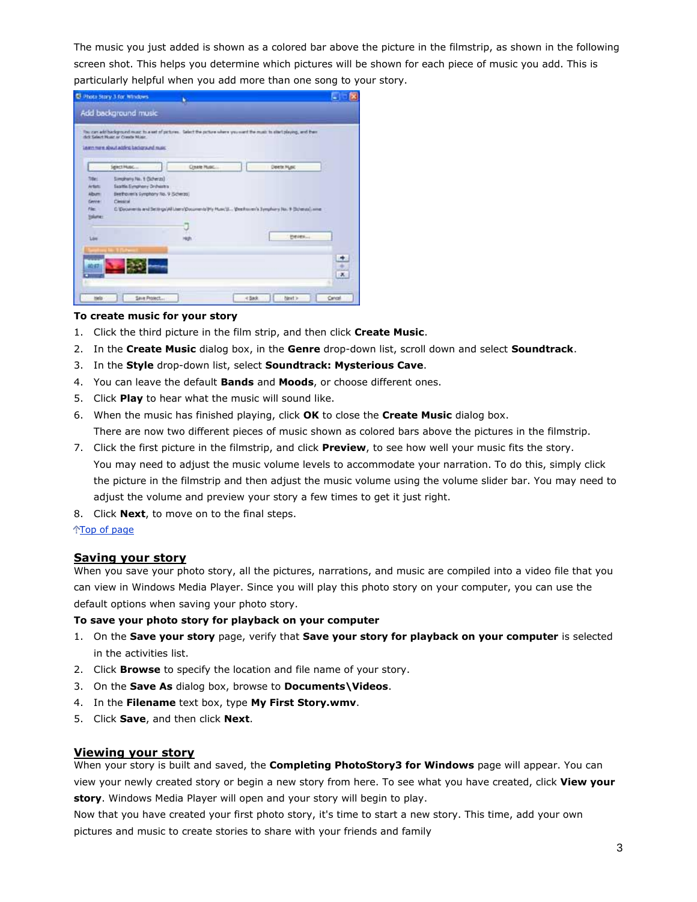The music you just added is shown as a colored bar above the picture in the filmstrip, as shown in the following screen shot. This helps you determine which pictures will be shown for each piece of music you add. This is particularly helpful when you add more than one song to your story.

**To create music for your story**

1. Click the third picture in the film strip, and then click **Create Music**.
2. In the **Create Music** dialog box, in the **Genre** drop-down list, scroll down and select **Soundtrack**.
3. In the **Style** drop-down list, select **Soundtrack: Mysterious Cave**.
4. You can leave the default **Bands** and **Moods**, or choose different ones.
5. Click **Play** to hear what the music will sound like.
6. When the music has finished playing, click **OK** to close the **Create Music** dialog box.
   There are now two different pieces of music shown as colored bars above the pictures in the filmstrip.
7. Click the first picture in the filmstrip, and click **Preview**, to see how well your music fits the story.
   You may need to adjust the music volume levels to accommodate your narration. To do this, simply click the picture in the filmstrip and then adjust the music volume using the volume slider bar. You may need to adjust the volume and preview your story a few times to get it just right.
8. Click **Next**, to move on to the final steps.

Top of page

## Saving your story

When you save your photo story, all the pictures, narrations, and music are compiled into a video file that you can view in Windows Media Player. Since you will play this photo story on your computer, you can use the default options when saving your photo story.

**To save your photo story for playback on your computer**

1. On the **Save your story** page, verify that **Save your story for playback on your computer** is selected in the activities list.
2. Click **Browse** to specify the location and file name of your story.
3. On the **Save As** dialog box, browse to **Documents\Videos**.
4. In the **Filename** text box, type **My First Story.wmv**.
5. Click **Save**, and then click **Next**.

## Viewing your story

When your story is built and saved, the **Completing PhotoStory3 for Windows** page will appear. You can view your newly created story or begin a new story from here. To see what you have created, click **View your story**. Windows Media Player will open and your story will begin to play.

Now that you have created your first photo story, it's time to start a new story. This time, add your own pictures and music to create stories to share with your friends and family